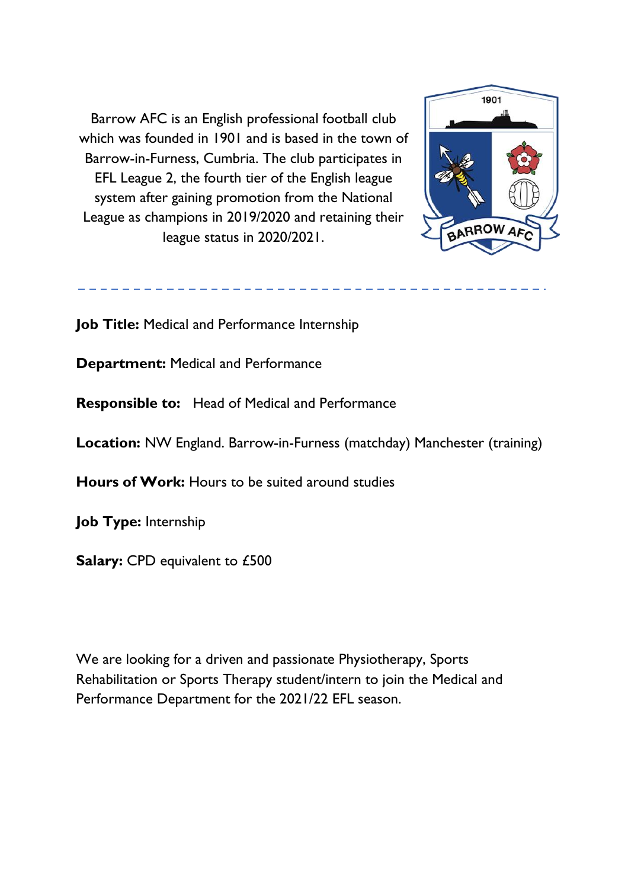Barrow AFC is an English professional football club which was founded in 1901 and is based in the town of Barrow-in-Furness, Cumbria. The club participates in EFL League 2, the fourth tier of the English league system after gaining promotion from the National League as champions in 2019/2020 and retaining their league status in 2020/2021.

---

**Job Title:** Medical and Performance Internship

**Department:** Medical and Performance

**Responsible to:** Head of Medical and Performance

**Location:** NW England. Barrow-in-Furness (matchday) Manchester (training)

**Hours of Work:** Hours to be suited around studies

**Job Type:** Internship

**Salary:** CPD equivalent to £500

We are looking for a driven and passionate Physiotherapy, Sports Rehabilitation or Sports Therapy student/intern to join the Medical and Performance Department for the 2021/22 EFL season.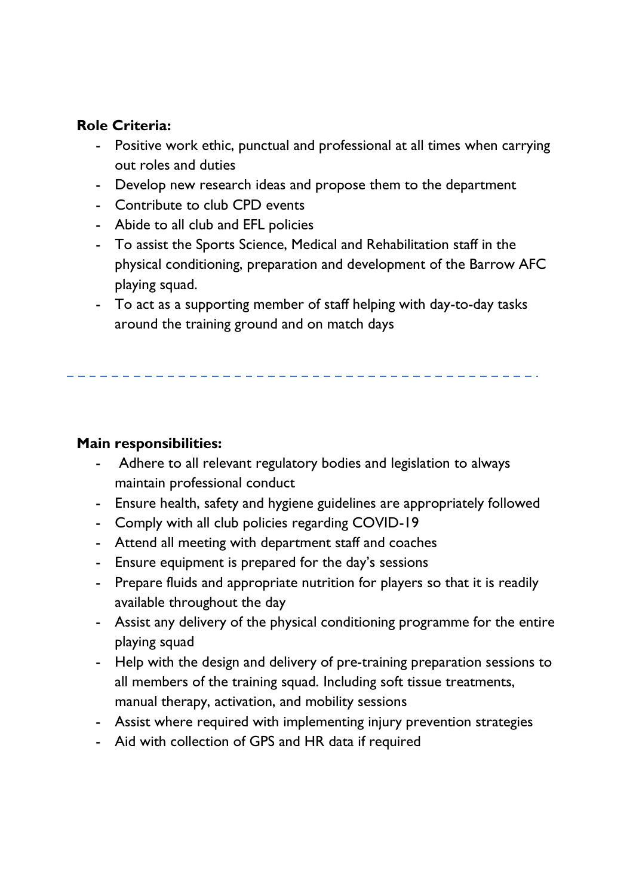**Role Criteria:**

- Positive work ethic, punctual and professional at all times when carrying out roles and duties
- Develop new research ideas and propose them to the department
- Contribute to club CPD events
- Abide to all club and EFL policies
- To assist the Sports Science, Medical and Rehabilitation staff in the physical conditioning, preparation and development of the Barrow AFC playing squad.
- To act as a supporting member of staff helping with day-to-day tasks around the training ground and on match days

---

**Main responsibilities:**

- Adhere to all relevant regulatory bodies and legislation to always maintain professional conduct
- Ensure health, safety and hygiene guidelines are appropriately followed
- Comply with all club policies regarding COVID-19
- Attend all meeting with department staff and coaches
- Ensure equipment is prepared for the day's sessions
- Prepare fluids and appropriate nutrition for players so that it is readily available throughout the day
- Assist any delivery of the physical conditioning programme for the entire playing squad
- Help with the design and delivery of pre-training preparation sessions to all members of the training squad. Including soft tissue treatments, manual therapy, activation, and mobility sessions
- Assist where required with implementing injury prevention strategies
- Aid with collection of GPS and HR data if required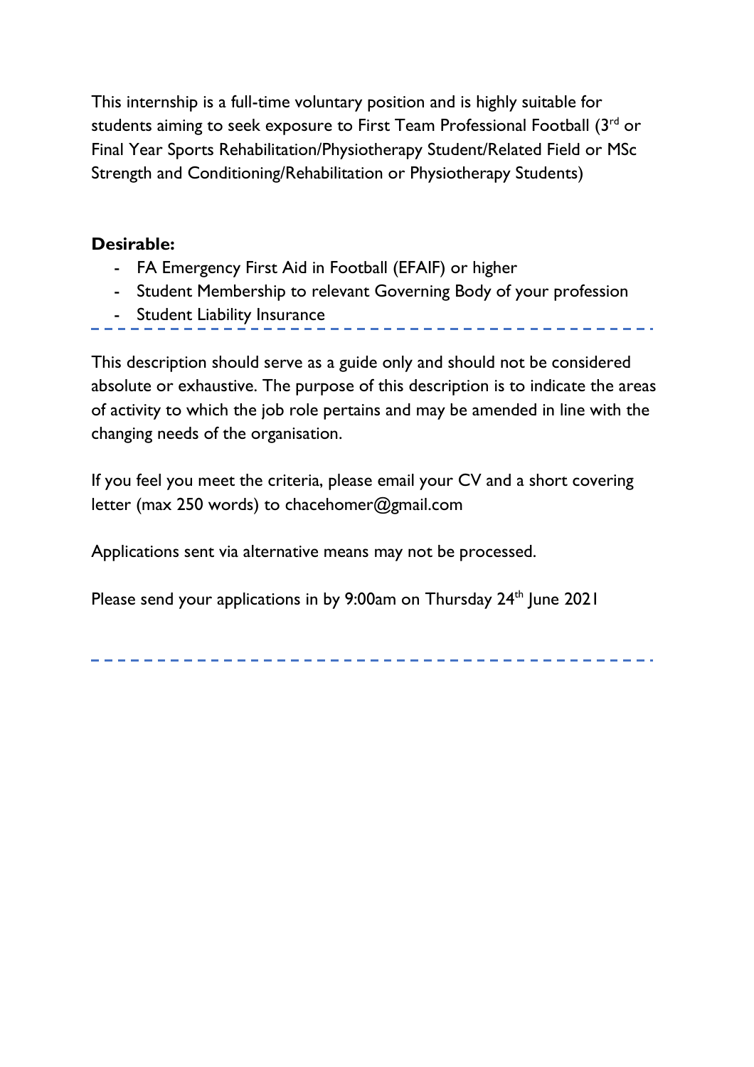This internship is a full-time voluntary position and is highly suitable for students aiming to seek exposure to First Team Professional Football (3rd or Final Year Sports Rehabilitation/Physiotherapy Student/Related Field or MSc Strength and Conditioning/Rehabilitation or Physiotherapy Students)

**Desirable:**

- FA Emergency First Aid in Football (EFAIF) or higher
- Student Membership to relevant Governing Body of your profession
- Student Liability Insurance

---

This description should serve as a guide only and should not be considered absolute or exhaustive. The purpose of this description is to indicate the areas of activity to which the job role pertains and may be amended in line with the changing needs of the organisation.

If you feel you meet the criteria, please email your CV and a short covering letter (max 250 words) to chacehomer@gmail.com

Applications sent via alternative means may not be processed.

Please send your applications in by 9:00am on Thursday 24th June 2021

---